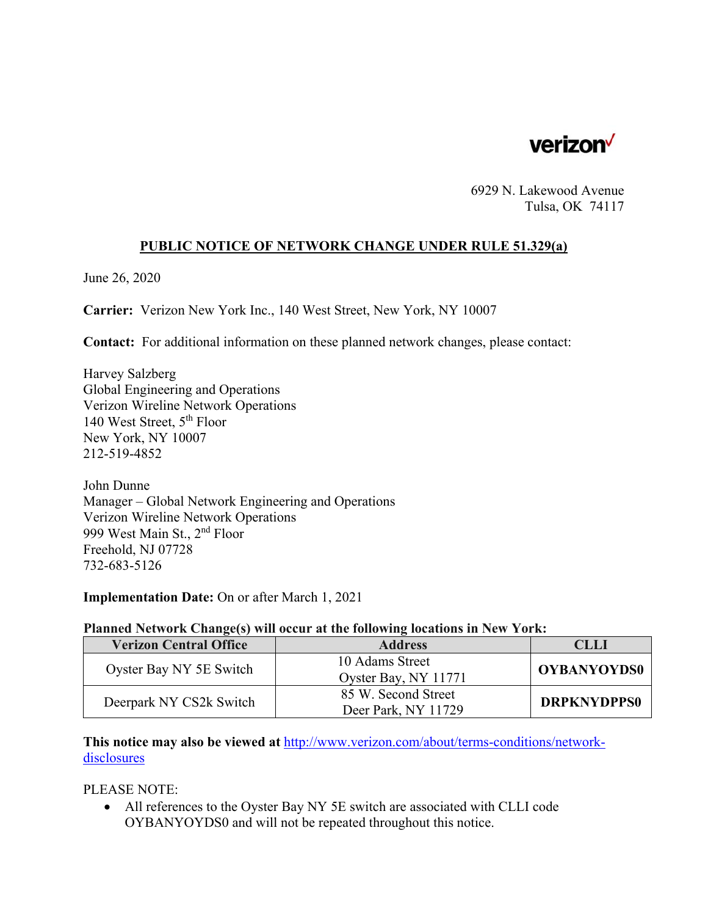verizon

6929 N. Lakewood Avenue
Tulsa, OK 74117

## PUBLIC NOTICE OF NETWORK CHANGE UNDER RULE 51.329(a)

June 26, 2020

**Carrier:** Verizon New York Inc., 140 West Street, New York, NY 10007

**Contact:** For additional information on these planned network changes, please contact:

Harvey Salzberg
Global Engineering and Operations
Verizon Wireline Network Operations
140 West Street, 5th Floor
New York, NY 10007
212-519-4852

John Dunne
Manager – Global Network Engineering and Operations
Verizon Wireline Network Operations
999 West Main St., 2nd Floor
Freehold, NJ 07728
732-683-5126

**Implementation Date:** On or after March 1, 2021

**Planned Network Change(s) will occur at the following locations in New York:**

| Verizon Central Office | Address | CLLI |
|---|---|---|
| Oyster Bay NY 5E Switch | 10 Adams Street Oyster Bay, NY 11771 | **OYBANYOYDS0** |
| Deerpark NY CS2k Switch | 85 W. Second Street Deer Park, NY 11729 | **DRPKNYDPPS0** |

**This notice may also be viewed at** http://www.verizon.com/about/terms-conditions/network-disclosures

PLEASE NOTE:

- All references to the Oyster Bay NY 5E switch are associated with CLLI code OYBANYOYDS0 and will not be repeated throughout this notice.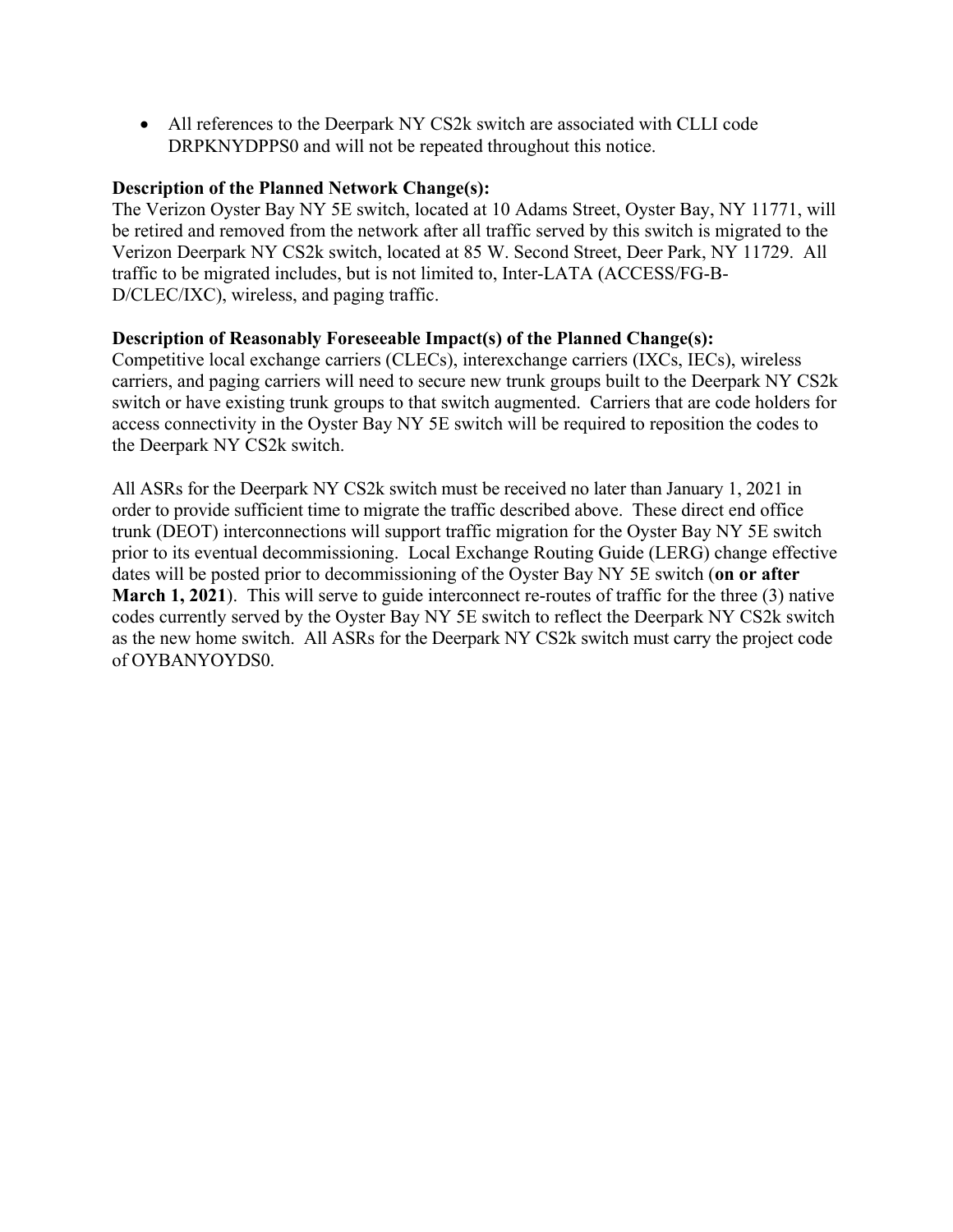- All references to the Deerpark NY CS2k switch are associated with CLLI code DRPKNYDPPS0 and will not be repeated throughout this notice.

**Description of the Planned Network Change(s):**
The Verizon Oyster Bay NY 5E switch, located at 10 Adams Street, Oyster Bay, NY 11771, will be retired and removed from the network after all traffic served by this switch is migrated to the Verizon Deerpark NY CS2k switch, located at 85 W. Second Street, Deer Park, NY 11729. All traffic to be migrated includes, but is not limited to, Inter-LATA (ACCESS/FG-B-D/CLEC/IXC), wireless, and paging traffic.

**Description of Reasonably Foreseeable Impact(s) of the Planned Change(s):**
Competitive local exchange carriers (CLECs), interexchange carriers (IXCs, IECs), wireless carriers, and paging carriers will need to secure new trunk groups built to the Deerpark NY CS2k switch or have existing trunk groups to that switch augmented. Carriers that are code holders for access connectivity in the Oyster Bay NY 5E switch will be required to reposition the codes to the Deerpark NY CS2k switch.

All ASRs for the Deerpark NY CS2k switch must be received no later than January 1, 2021 in order to provide sufficient time to migrate the traffic described above. These direct end office trunk (DEOT) interconnections will support traffic migration for the Oyster Bay NY 5E switch prior to its eventual decommissioning. Local Exchange Routing Guide (LERG) change effective dates will be posted prior to decommissioning of the Oyster Bay NY 5E switch (**on or after March 1, 2021**). This will serve to guide interconnect re-routes of traffic for the three (3) native codes currently served by the Oyster Bay NY 5E switch to reflect the Deerpark NY CS2k switch as the new home switch. All ASRs for the Deerpark NY CS2k switch must carry the project code of OYBANYOYDS0.